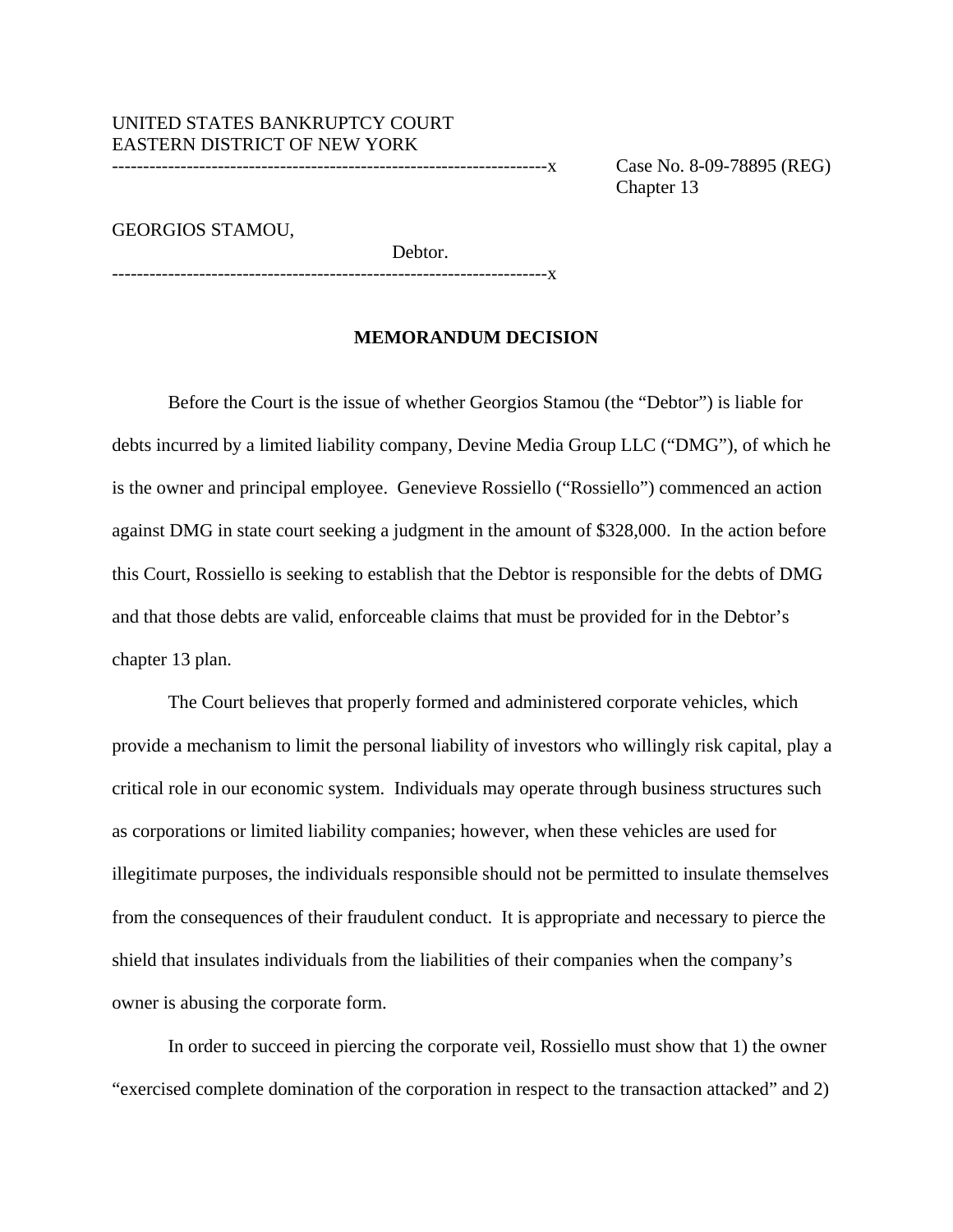UNITED STATES BANKRUPTCY COURT
EASTERN DISTRICT OF NEW YORK

Case No. 8-09-78895 (REG)
Chapter 13

GEORGIOS STAMOU,

Debtor.

**MEMORANDUM DECISION**

Before the Court is the issue of whether Georgios Stamou (the "Debtor") is liable for debts incurred by a limited liability company, Devine Media Group LLC ("DMG"), of which he is the owner and principal employee. Genevieve Rossiello ("Rossiello") commenced an action against DMG in state court seeking a judgment in the amount of $328,000. In the action before this Court, Rossiello is seeking to establish that the Debtor is responsible for the debts of DMG and that those debts are valid, enforceable claims that must be provided for in the Debtor's chapter 13 plan.

The Court believes that properly formed and administered corporate vehicles, which provide a mechanism to limit the personal liability of investors who willingly risk capital, play a critical role in our economic system. Individuals may operate through business structures such as corporations or limited liability companies; however, when these vehicles are used for illegitimate purposes, the individuals responsible should not be permitted to insulate themselves from the consequences of their fraudulent conduct. It is appropriate and necessary to pierce the shield that insulates individuals from the liabilities of their companies when the company's owner is abusing the corporate form.

In order to succeed in piercing the corporate veil, Rossiello must show that 1) the owner "exercised complete domination of the corporation in respect to the transaction attacked" and 2)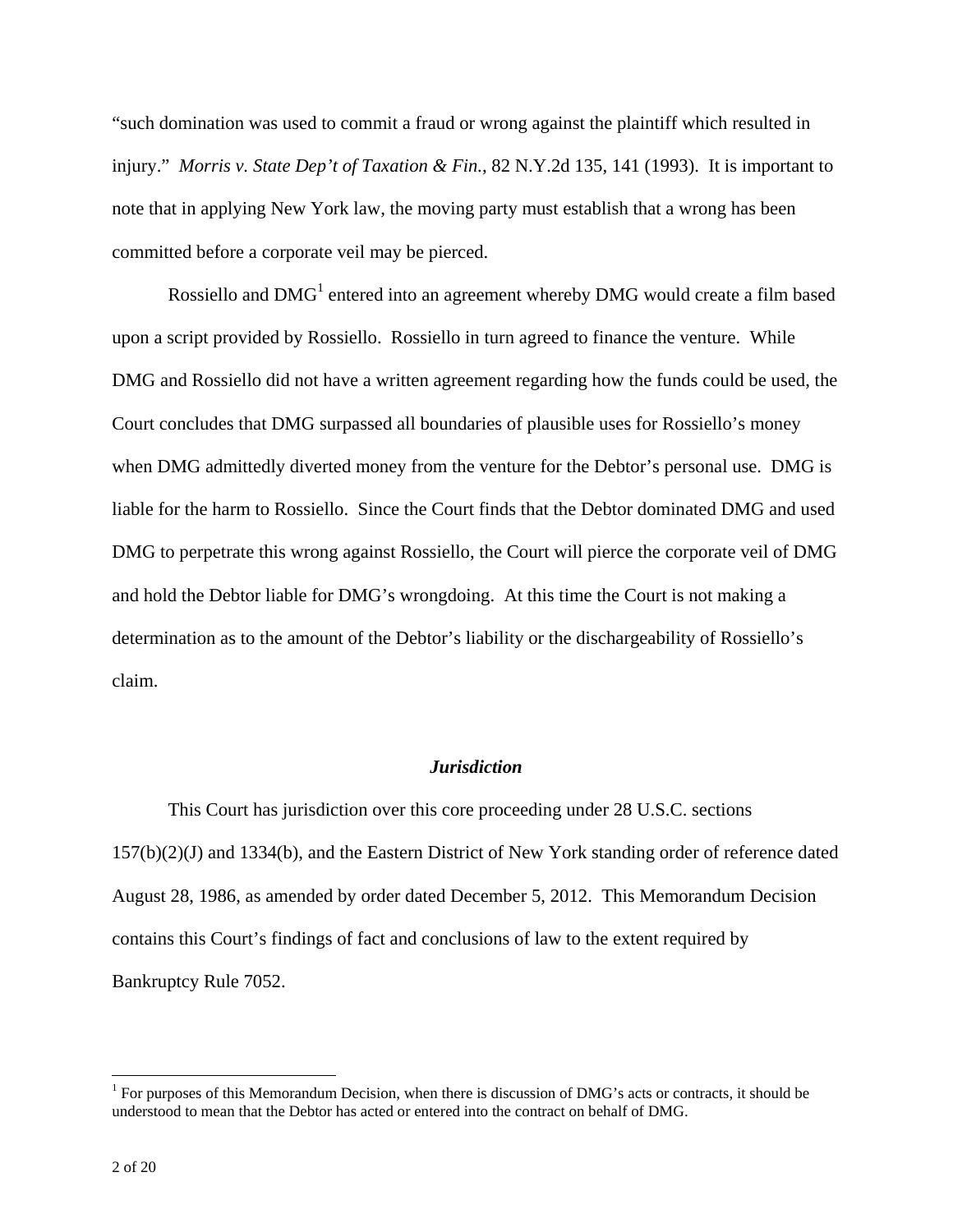"such domination was used to commit a fraud or wrong against the plaintiff which resulted in injury." *Morris v. State Dep't of Taxation & Fin.*, 82 N.Y.2d 135, 141 (1993). It is important to note that in applying New York law, the moving party must establish that a wrong has been committed before a corporate veil may be pierced.

Rossiello and DMG[1] entered into an agreement whereby DMG would create a film based upon a script provided by Rossiello. Rossiello in turn agreed to finance the venture. While DMG and Rossiello did not have a written agreement regarding how the funds could be used, the Court concludes that DMG surpassed all boundaries of plausible uses for Rossiello's money when DMG admittedly diverted money from the venture for the Debtor's personal use. DMG is liable for the harm to Rossiello. Since the Court finds that the Debtor dominated DMG and used DMG to perpetrate this wrong against Rossiello, the Court will pierce the corporate veil of DMG and hold the Debtor liable for DMG's wrongdoing. At this time the Court is not making a determination as to the amount of the Debtor's liability or the dischargeability of Rossiello's claim.

### *Jurisdiction*

This Court has jurisdiction over this core proceeding under 28 U.S.C. sections 157(b)(2)(J) and 1334(b), and the Eastern District of New York standing order of reference dated August 28, 1986, as amended by order dated December 5, 2012. This Memorandum Decision contains this Court's findings of fact and conclusions of law to the extent required by Bankruptcy Rule 7052.

---

[1] For purposes of this Memorandum Decision, when there is discussion of DMG's acts or contracts, it should be understood to mean that the Debtor has acted or entered into the contract on behalf of DMG.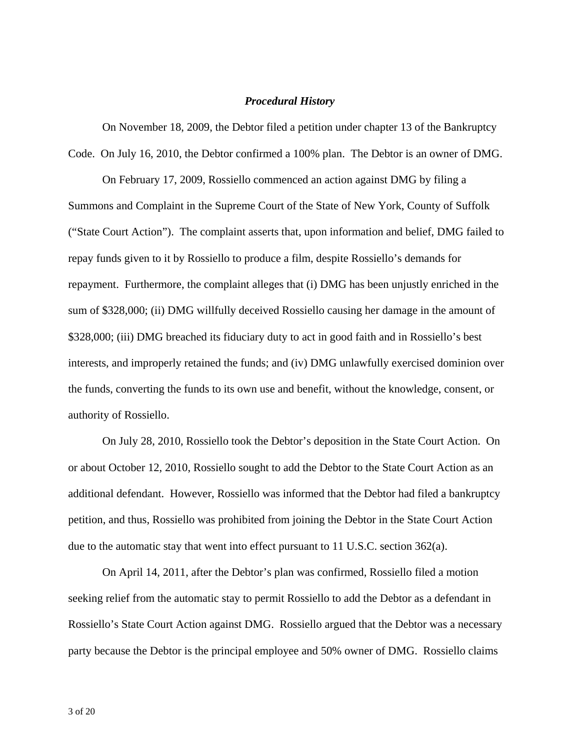### *Procedural History*

On November 18, 2009, the Debtor filed a petition under chapter 13 of the Bankruptcy Code. On July 16, 2010, the Debtor confirmed a 100% plan. The Debtor is an owner of DMG.

On February 17, 2009, Rossiello commenced an action against DMG by filing a Summons and Complaint in the Supreme Court of the State of New York, County of Suffolk ("State Court Action"). The complaint asserts that, upon information and belief, DMG failed to repay funds given to it by Rossiello to produce a film, despite Rossiello's demands for repayment. Furthermore, the complaint alleges that (i) DMG has been unjustly enriched in the sum of $328,000; (ii) DMG willfully deceived Rossiello causing her damage in the amount of $328,000; (iii) DMG breached its fiduciary duty to act in good faith and in Rossiello's best interests, and improperly retained the funds; and (iv) DMG unlawfully exercised dominion over the funds, converting the funds to its own use and benefit, without the knowledge, consent, or authority of Rossiello.

On July 28, 2010, Rossiello took the Debtor's deposition in the State Court Action. On or about October 12, 2010, Rossiello sought to add the Debtor to the State Court Action as an additional defendant. However, Rossiello was informed that the Debtor had filed a bankruptcy petition, and thus, Rossiello was prohibited from joining the Debtor in the State Court Action due to the automatic stay that went into effect pursuant to 11 U.S.C. section 362(a).

On April 14, 2011, after the Debtor's plan was confirmed, Rossiello filed a motion seeking relief from the automatic stay to permit Rossiello to add the Debtor as a defendant in Rossiello's State Court Action against DMG. Rossiello argued that the Debtor was a necessary party because the Debtor is the principal employee and 50% owner of DMG. Rossiello claims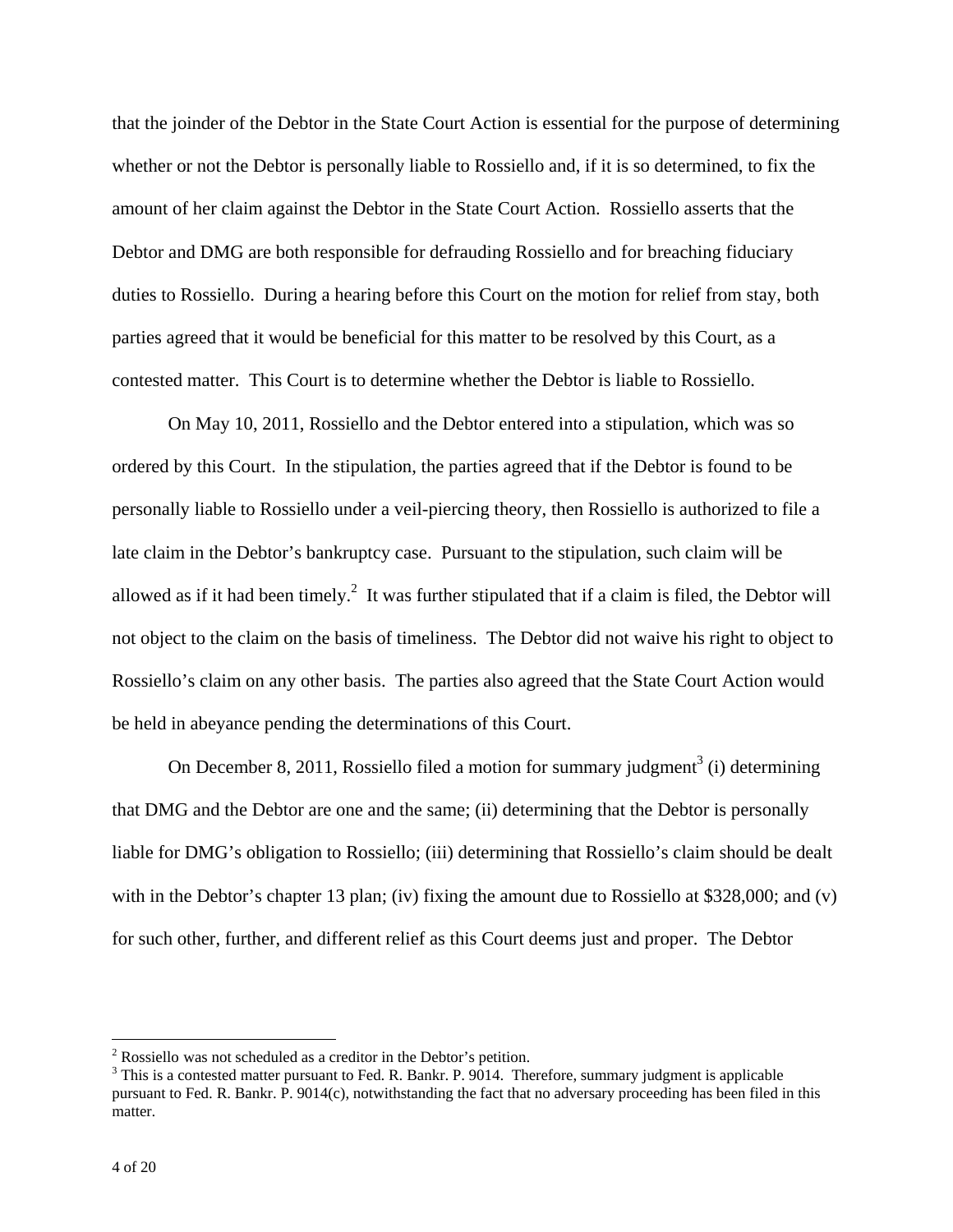that the joinder of the Debtor in the State Court Action is essential for the purpose of determining whether or not the Debtor is personally liable to Rossiello and, if it is so determined, to fix the amount of her claim against the Debtor in the State Court Action. Rossiello asserts that the Debtor and DMG are both responsible for defrauding Rossiello and for breaching fiduciary duties to Rossiello. During a hearing before this Court on the motion for relief from stay, both parties agreed that it would be beneficial for this matter to be resolved by this Court, as a contested matter. This Court is to determine whether the Debtor is liable to Rossiello.

On May 10, 2011, Rossiello and the Debtor entered into a stipulation, which was so ordered by this Court. In the stipulation, the parties agreed that if the Debtor is found to be personally liable to Rossiello under a veil-piercing theory, then Rossiello is authorized to file a late claim in the Debtor's bankruptcy case. Pursuant to the stipulation, such claim will be allowed as if it had been timely.[2] It was further stipulated that if a claim is filed, the Debtor will not object to the claim on the basis of timeliness. The Debtor did not waive his right to object to Rossiello's claim on any other basis. The parties also agreed that the State Court Action would be held in abeyance pending the determinations of this Court.

On December 8, 2011, Rossiello filed a motion for summary judgment[3] (i) determining that DMG and the Debtor are one and the same; (ii) determining that the Debtor is personally liable for DMG's obligation to Rossiello; (iii) determining that Rossiello's claim should be dealt with in the Debtor's chapter 13 plan; (iv) fixing the amount due to Rossiello at \$328,000; and (v) for such other, further, and different relief as this Court deems just and proper. The Debtor

[2] Rossiello was not scheduled as a creditor in the Debtor's petition.

[3] This is a contested matter pursuant to Fed. R. Bankr. P. 9014. Therefore, summary judgment is applicable pursuant to Fed. R. Bankr. P. 9014(c), notwithstanding the fact that no adversary proceeding has been filed in this matter.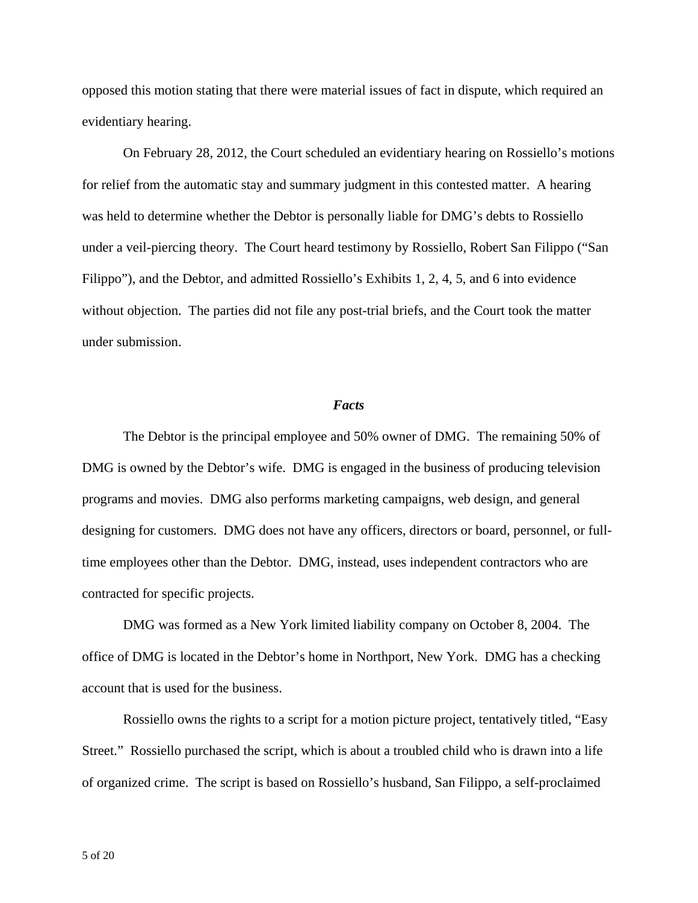opposed this motion stating that there were material issues of fact in dispute, which required an evidentiary hearing.

On February 28, 2012, the Court scheduled an evidentiary hearing on Rossiello's motions for relief from the automatic stay and summary judgment in this contested matter. A hearing was held to determine whether the Debtor is personally liable for DMG's debts to Rossiello under a veil-piercing theory. The Court heard testimony by Rossiello, Robert San Filippo ("San Filippo"), and the Debtor, and admitted Rossiello's Exhibits 1, 2, 4, 5, and 6 into evidence without objection. The parties did not file any post-trial briefs, and the Court took the matter under submission.

### *Facts*

The Debtor is the principal employee and 50% owner of DMG. The remaining 50% of DMG is owned by the Debtor's wife. DMG is engaged in the business of producing television programs and movies. DMG also performs marketing campaigns, web design, and general designing for customers. DMG does not have any officers, directors or board, personnel, or full-time employees other than the Debtor. DMG, instead, uses independent contractors who are contracted for specific projects.

DMG was formed as a New York limited liability company on October 8, 2004. The office of DMG is located in the Debtor's home in Northport, New York. DMG has a checking account that is used for the business.

Rossiello owns the rights to a script for a motion picture project, tentatively titled, "Easy Street." Rossiello purchased the script, which is about a troubled child who is drawn into a life of organized crime. The script is based on Rossiello's husband, San Filippo, a self-proclaimed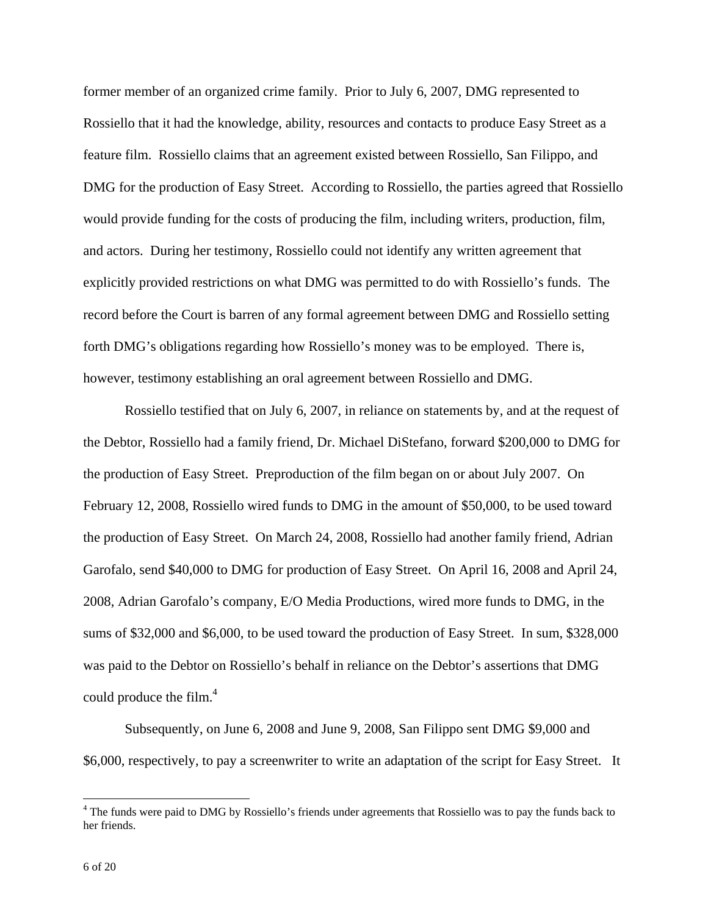former member of an organized crime family. Prior to July 6, 2007, DMG represented to Rossiello that it had the knowledge, ability, resources and contacts to produce Easy Street as a feature film. Rossiello claims that an agreement existed between Rossiello, San Filippo, and DMG for the production of Easy Street. According to Rossiello, the parties agreed that Rossiello would provide funding for the costs of producing the film, including writers, production, film, and actors. During her testimony, Rossiello could not identify any written agreement that explicitly provided restrictions on what DMG was permitted to do with Rossiello's funds. The record before the Court is barren of any formal agreement between DMG and Rossiello setting forth DMG's obligations regarding how Rossiello's money was to be employed. There is, however, testimony establishing an oral agreement between Rossiello and DMG.

Rossiello testified that on July 6, 2007, in reliance on statements by, and at the request of the Debtor, Rossiello had a family friend, Dr. Michael DiStefano, forward \$200,000 to DMG for the production of Easy Street. Preproduction of the film began on or about July 2007. On February 12, 2008, Rossiello wired funds to DMG in the amount of \$50,000, to be used toward the production of Easy Street. On March 24, 2008, Rossiello had another family friend, Adrian Garofalo, send \$40,000 to DMG for production of Easy Street. On April 16, 2008 and April 24, 2008, Adrian Garofalo's company, E/O Media Productions, wired more funds to DMG, in the sums of \$32,000 and \$6,000, to be used toward the production of Easy Street. In sum, \$328,000 was paid to the Debtor on Rossiello's behalf in reliance on the Debtor's assertions that DMG could produce the film.[4]

Subsequently, on June 6, 2008 and June 9, 2008, San Filippo sent DMG \$9,000 and \$6,000, respectively, to pay a screenwriter to write an adaptation of the script for Easy Street. It

[4] The funds were paid to DMG by Rossiello's friends under agreements that Rossiello was to pay the funds back to her friends.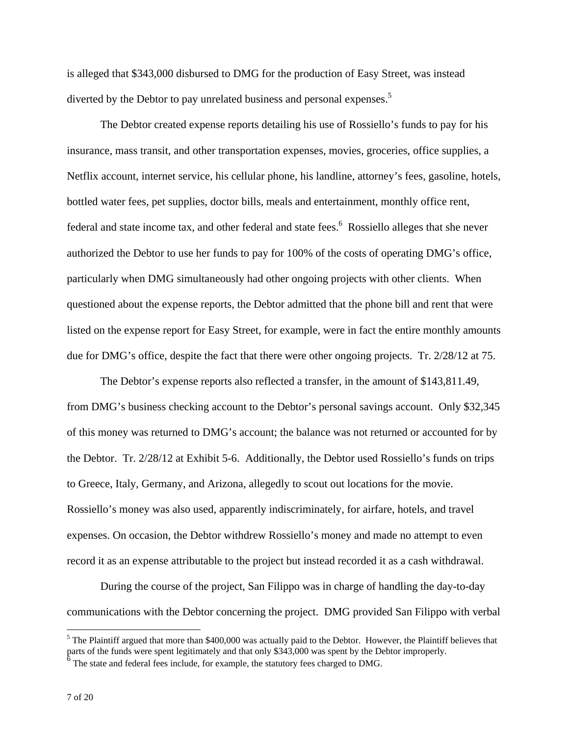is alleged that $343,000 disbursed to DMG for the production of Easy Street, was instead diverted by the Debtor to pay unrelated business and personal expenses.[5]

The Debtor created expense reports detailing his use of Rossiello's funds to pay for his insurance, mass transit, and other transportation expenses, movies, groceries, office supplies, a Netflix account, internet service, his cellular phone, his landline, attorney's fees, gasoline, hotels, bottled water fees, pet supplies, doctor bills, meals and entertainment, monthly office rent, federal and state income tax, and other federal and state fees.[6] Rossiello alleges that she never authorized the Debtor to use her funds to pay for 100% of the costs of operating DMG's office, particularly when DMG simultaneously had other ongoing projects with other clients. When questioned about the expense reports, the Debtor admitted that the phone bill and rent that were listed on the expense report for Easy Street, for example, were in fact the entire monthly amounts due for DMG's office, despite the fact that there were other ongoing projects. Tr. 2/28/12 at 75.

The Debtor's expense reports also reflected a transfer, in the amount of $143,811.49, from DMG's business checking account to the Debtor's personal savings account. Only $32,345 of this money was returned to DMG's account; the balance was not returned or accounted for by the Debtor. Tr. 2/28/12 at Exhibit 5-6. Additionally, the Debtor used Rossiello's funds on trips to Greece, Italy, Germany, and Arizona, allegedly to scout out locations for the movie. Rossiello's money was also used, apparently indiscriminately, for airfare, hotels, and travel expenses. On occasion, the Debtor withdrew Rossiello's money and made no attempt to even record it as an expense attributable to the project but instead recorded it as a cash withdrawal.

During the course of the project, San Filippo was in charge of handling the day-to-day communications with the Debtor concerning the project. DMG provided San Filippo with verbal

---

[5] The Plaintiff argued that more than $400,000 was actually paid to the Debtor. However, the Plaintiff believes that parts of the funds were spent legitimately and that only $343,000 was spent by the Debtor improperly.

[6] The state and federal fees include, for example, the statutory fees charged to DMG.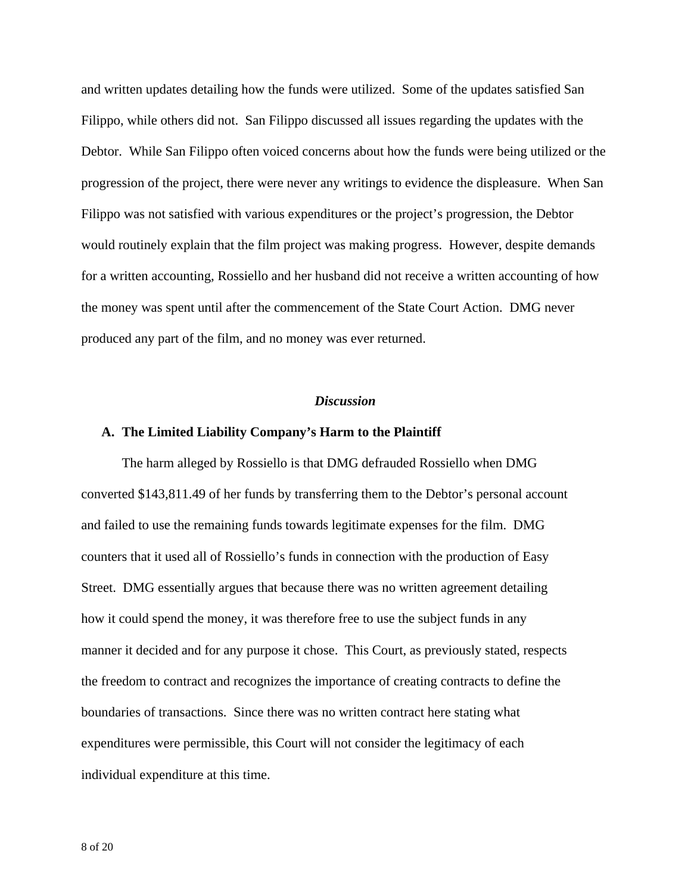and written updates detailing how the funds were utilized. Some of the updates satisfied San Filippo, while others did not. San Filippo discussed all issues regarding the updates with the Debtor. While San Filippo often voiced concerns about how the funds were being utilized or the progression of the project, there were never any writings to evidence the displeasure. When San Filippo was not satisfied with various expenditures or the project's progression, the Debtor would routinely explain that the film project was making progress. However, despite demands for a written accounting, Rossiello and her husband did not receive a written accounting of how the money was spent until after the commencement of the State Court Action. DMG never produced any part of the film, and no money was ever returned.

## *Discussion*

### A. The Limited Liability Company's Harm to the Plaintiff

The harm alleged by Rossiello is that DMG defrauded Rossiello when DMG converted $143,811.49 of her funds by transferring them to the Debtor's personal account and failed to use the remaining funds towards legitimate expenses for the film. DMG counters that it used all of Rossiello's funds in connection with the production of Easy Street. DMG essentially argues that because there was no written agreement detailing how it could spend the money, it was therefore free to use the subject funds in any manner it decided and for any purpose it chose. This Court, as previously stated, respects the freedom to contract and recognizes the importance of creating contracts to define the boundaries of transactions. Since there was no written contract here stating what expenditures were permissible, this Court will not consider the legitimacy of each individual expenditure at this time.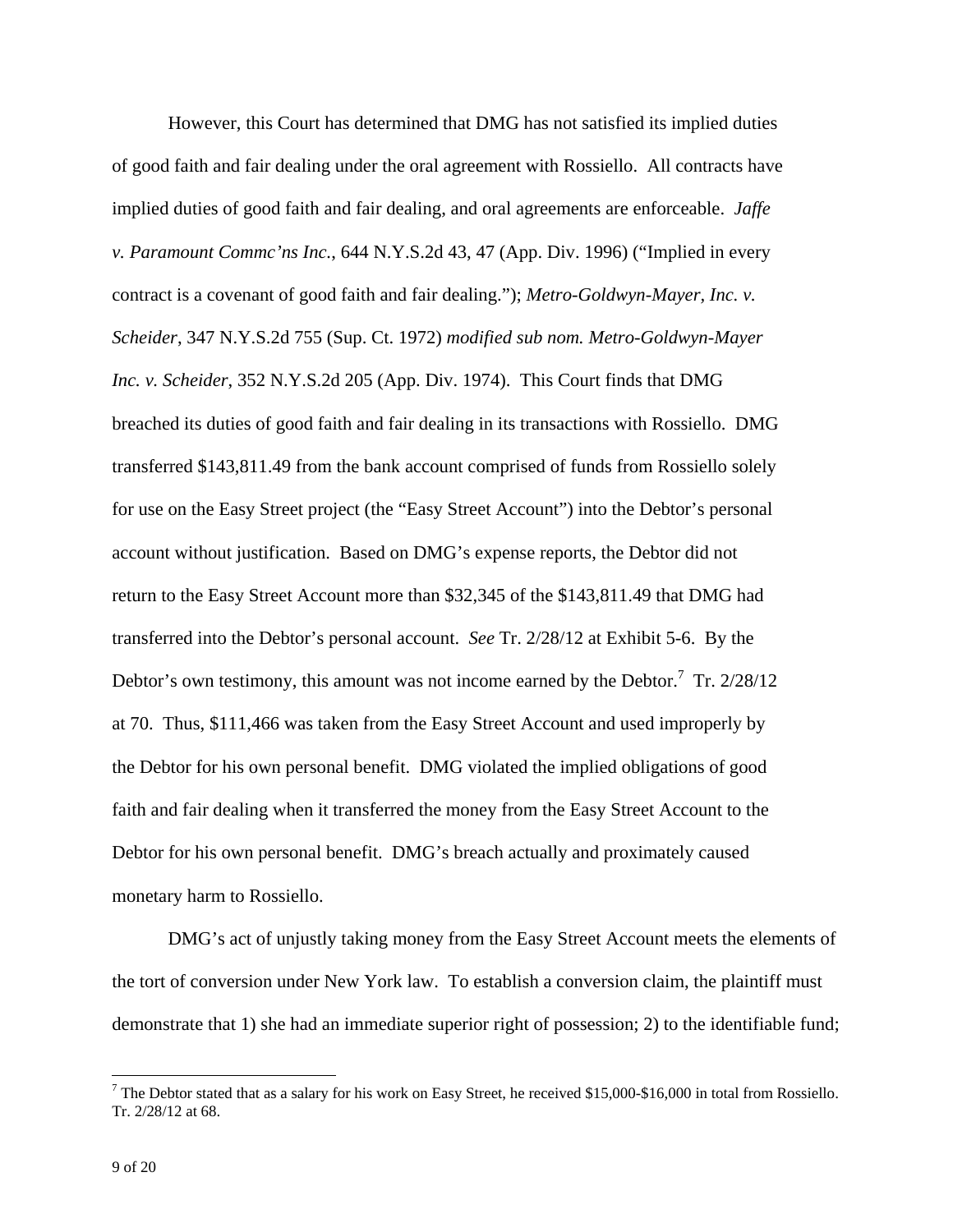However, this Court has determined that DMG has not satisfied its implied duties of good faith and fair dealing under the oral agreement with Rossiello. All contracts have implied duties of good faith and fair dealing, and oral agreements are enforceable. *Jaffe v. Paramount Commc'ns Inc.*, 644 N.Y.S.2d 43, 47 (App. Div. 1996) ("Implied in every contract is a covenant of good faith and fair dealing."); *Metro-Goldwyn-Mayer, Inc. v. Scheider*, 347 N.Y.S.2d 755 (Sup. Ct. 1972) *modified sub nom. Metro-Goldwyn-Mayer Inc. v. Scheider*, 352 N.Y.S.2d 205 (App. Div. 1974). This Court finds that DMG breached its duties of good faith and fair dealing in its transactions with Rossiello. DMG transferred \$143,811.49 from the bank account comprised of funds from Rossiello solely for use on the Easy Street project (the "Easy Street Account") into the Debtor's personal account without justification. Based on DMG's expense reports, the Debtor did not return to the Easy Street Account more than \$32,345 of the \$143,811.49 that DMG had transferred into the Debtor's personal account. *See* Tr. 2/28/12 at Exhibit 5-6. By the Debtor's own testimony, this amount was not income earned by the Debtor.[7] Tr. 2/28/12 at 70. Thus, \$111,466 was taken from the Easy Street Account and used improperly by the Debtor for his own personal benefit. DMG violated the implied obligations of good faith and fair dealing when it transferred the money from the Easy Street Account to the Debtor for his own personal benefit. DMG's breach actually and proximately caused monetary harm to Rossiello.

DMG's act of unjustly taking money from the Easy Street Account meets the elements of the tort of conversion under New York law. To establish a conversion claim, the plaintiff must demonstrate that 1) she had an immediate superior right of possession; 2) to the identifiable fund;

---

[7] The Debtor stated that as a salary for his work on Easy Street, he received \$15,000-\$16,000 in total from Rossiello. Tr. 2/28/12 at 68.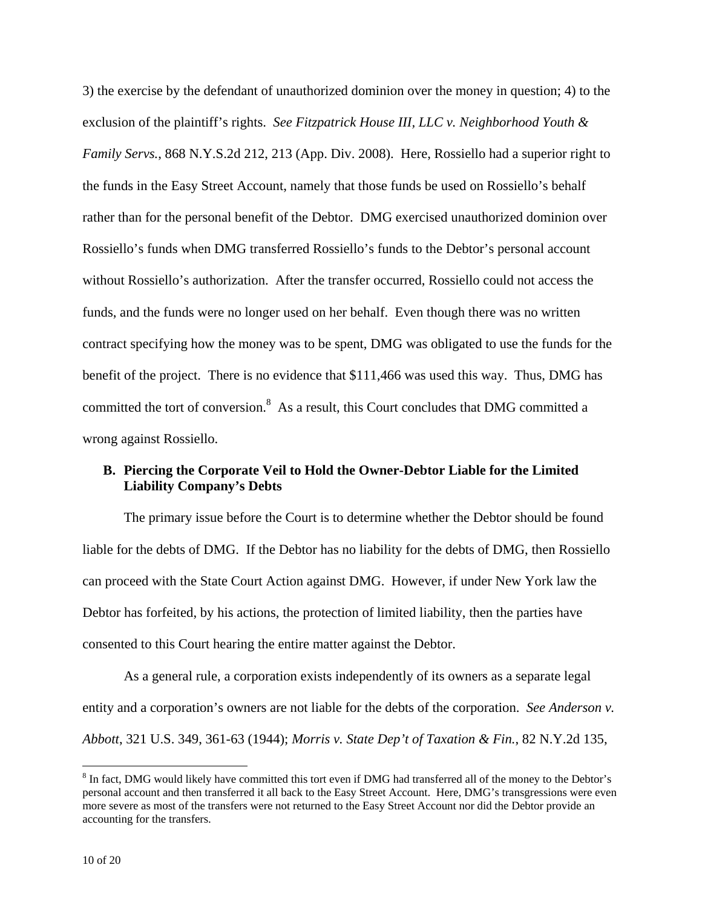3) the exercise by the defendant of unauthorized dominion over the money in question; 4) to the exclusion of the plaintiff's rights. *See Fitzpatrick House III, LLC v. Neighborhood Youth & Family Servs.*, 868 N.Y.S.2d 212, 213 (App. Div. 2008). Here, Rossiello had a superior right to the funds in the Easy Street Account, namely that those funds be used on Rossiello's behalf rather than for the personal benefit of the Debtor. DMG exercised unauthorized dominion over Rossiello's funds when DMG transferred Rossiello's funds to the Debtor's personal account without Rossiello's authorization. After the transfer occurred, Rossiello could not access the funds, and the funds were no longer used on her behalf. Even though there was no written contract specifying how the money was to be spent, DMG was obligated to use the funds for the benefit of the project. There is no evidence that $111,466 was used this way. Thus, DMG has committed the tort of conversion.[8] As a result, this Court concludes that DMG committed a wrong against Rossiello.

### B. Piercing the Corporate Veil to Hold the Owner-Debtor Liable for the Limited Liability Company's Debts

The primary issue before the Court is to determine whether the Debtor should be found liable for the debts of DMG. If the Debtor has no liability for the debts of DMG, then Rossiello can proceed with the State Court Action against DMG. However, if under New York law the Debtor has forfeited, by his actions, the protection of limited liability, then the parties have consented to this Court hearing the entire matter against the Debtor.

As a general rule, a corporation exists independently of its owners as a separate legal entity and a corporation's owners are not liable for the debts of the corporation. *See Anderson v. Abbott*, 321 U.S. 349, 361-63 (1944); *Morris v. State Dep't of Taxation & Fin.*, 82 N.Y.2d 135,

---

[8] In fact, DMG would likely have committed this tort even if DMG had transferred all of the money to the Debtor's personal account and then transferred it all back to the Easy Street Account. Here, DMG's transgressions were even more severe as most of the transfers were not returned to the Easy Street Account nor did the Debtor provide an accounting for the transfers.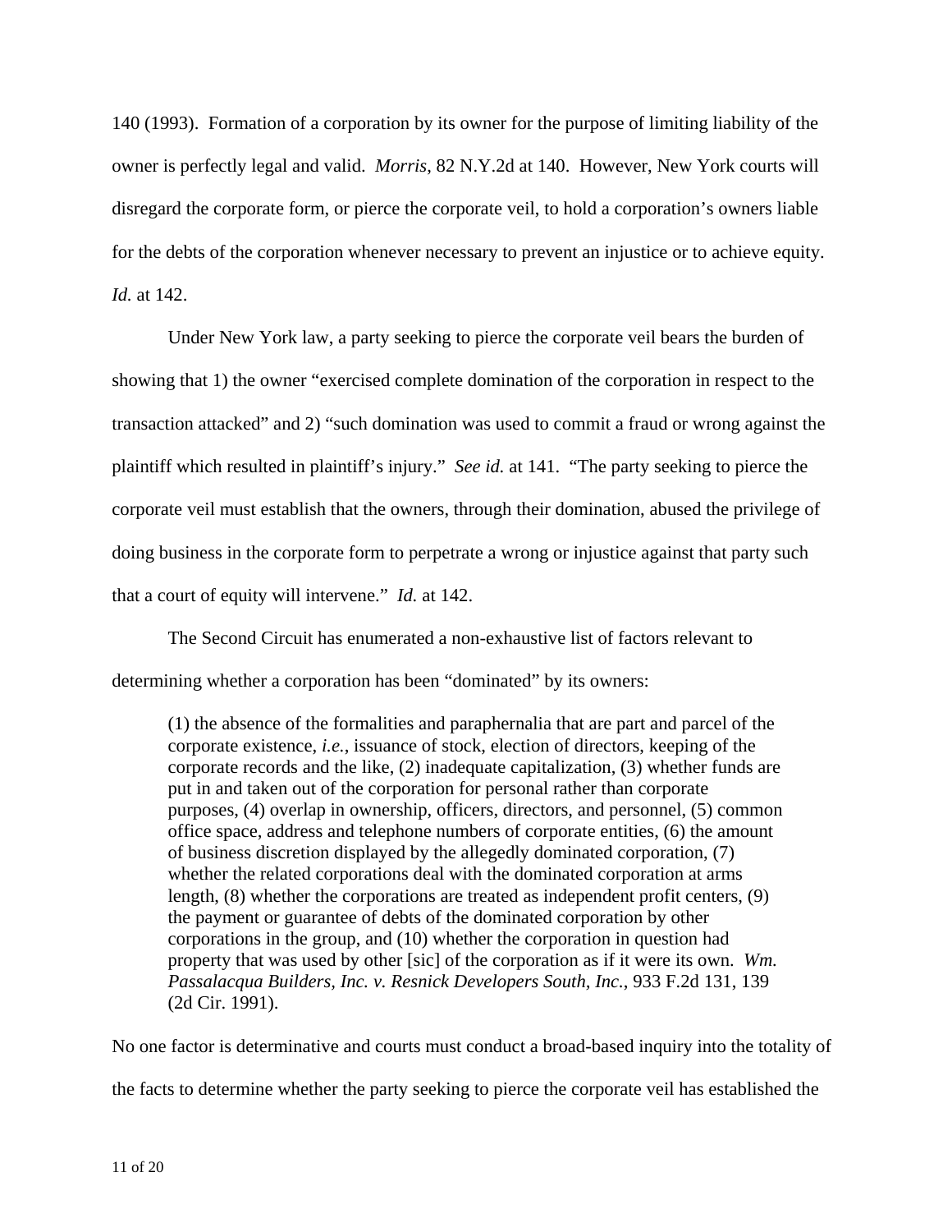140 (1993). Formation of a corporation by its owner for the purpose of limiting liability of the owner is perfectly legal and valid. *Morris*, 82 N.Y.2d at 140. However, New York courts will disregard the corporate form, or pierce the corporate veil, to hold a corporation's owners liable for the debts of the corporation whenever necessary to prevent an injustice or to achieve equity. *Id.* at 142.

Under New York law, a party seeking to pierce the corporate veil bears the burden of showing that 1) the owner "exercised complete domination of the corporation in respect to the transaction attacked" and 2) "such domination was used to commit a fraud or wrong against the plaintiff which resulted in plaintiff's injury." *See id.* at 141. "The party seeking to pierce the corporate veil must establish that the owners, through their domination, abused the privilege of doing business in the corporate form to perpetrate a wrong or injustice against that party such that a court of equity will intervene." *Id.* at 142.

The Second Circuit has enumerated a non-exhaustive list of factors relevant to determining whether a corporation has been "dominated" by its owners:

> (1) the absence of the formalities and paraphernalia that are part and parcel of the corporate existence, *i.e.*, issuance of stock, election of directors, keeping of the corporate records and the like, (2) inadequate capitalization, (3) whether funds are put in and taken out of the corporation for personal rather than corporate purposes, (4) overlap in ownership, officers, directors, and personnel, (5) common office space, address and telephone numbers of corporate entities, (6) the amount of business discretion displayed by the allegedly dominated corporation, (7) whether the related corporations deal with the dominated corporation at arms length, (8) whether the corporations are treated as independent profit centers, (9) the payment or guarantee of debts of the dominated corporation by other corporations in the group, and (10) whether the corporation in question had property that was used by other [sic] of the corporation as if it were its own. *Wm. Passalacqua Builders, Inc. v. Resnick Developers South, Inc.*, 933 F.2d 131, 139 (2d Cir. 1991).

No one factor is determinative and courts must conduct a broad-based inquiry into the totality of the facts to determine whether the party seeking to pierce the corporate veil has established the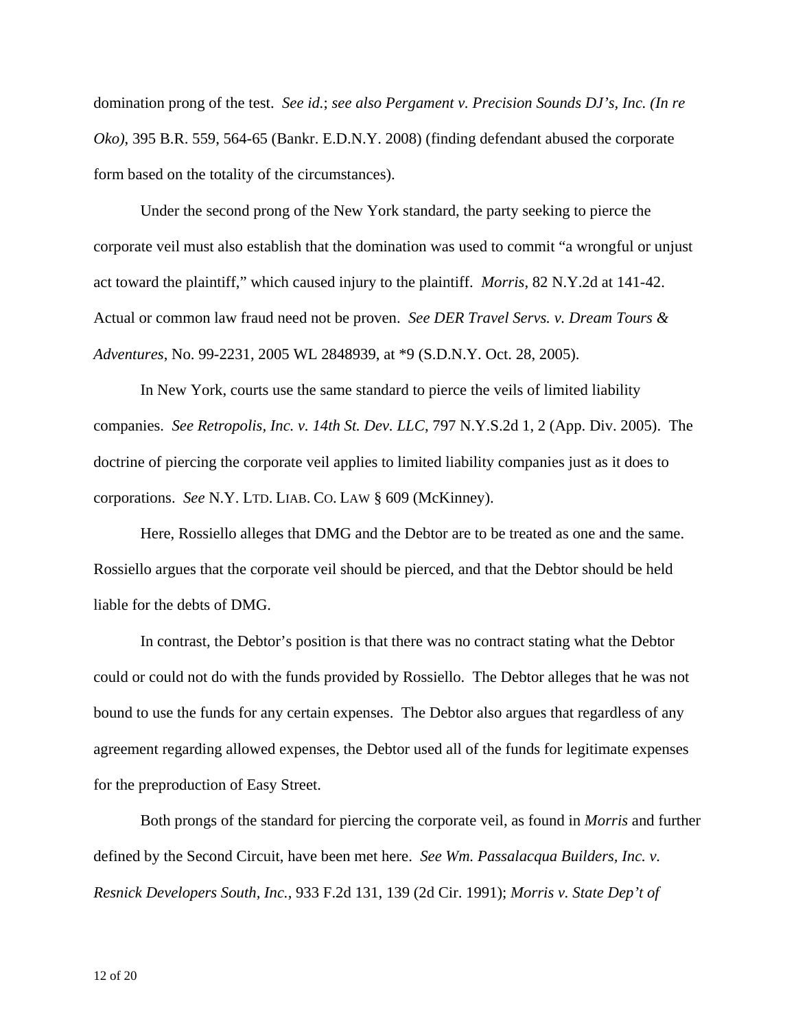domination prong of the test. *See id.*; *see also Pergament v. Precision Sounds DJ's, Inc. (In re Oko)*, 395 B.R. 559, 564-65 (Bankr. E.D.N.Y. 2008) (finding defendant abused the corporate form based on the totality of the circumstances).

Under the second prong of the New York standard, the party seeking to pierce the corporate veil must also establish that the domination was used to commit "a wrongful or unjust act toward the plaintiff," which caused injury to the plaintiff. *Morris*, 82 N.Y.2d at 141-42. Actual or common law fraud need not be proven. *See DER Travel Servs. v. Dream Tours & Adventures*, No. 99-2231, 2005 WL 2848939, at *9 (S.D.N.Y. Oct. 28, 2005).

In New York, courts use the same standard to pierce the veils of limited liability companies. *See Retropolis, Inc. v. 14th St. Dev. LLC*, 797 N.Y.S.2d 1, 2 (App. Div. 2005). The doctrine of piercing the corporate veil applies to limited liability companies just as it does to corporations. *See* N.Y. LTD. LIAB. CO. LAW § 609 (McKinney).

Here, Rossiello alleges that DMG and the Debtor are to be treated as one and the same. Rossiello argues that the corporate veil should be pierced, and that the Debtor should be held liable for the debts of DMG.

In contrast, the Debtor's position is that there was no contract stating what the Debtor could or could not do with the funds provided by Rossiello. The Debtor alleges that he was not bound to use the funds for any certain expenses. The Debtor also argues that regardless of any agreement regarding allowed expenses, the Debtor used all of the funds for legitimate expenses for the preproduction of Easy Street.

Both prongs of the standard for piercing the corporate veil, as found in *Morris* and further defined by the Second Circuit, have been met here. *See Wm. Passalacqua Builders, Inc. v. Resnick Developers South, Inc.*, 933 F.2d 131, 139 (2d Cir. 1991); *Morris v. State Dep't of*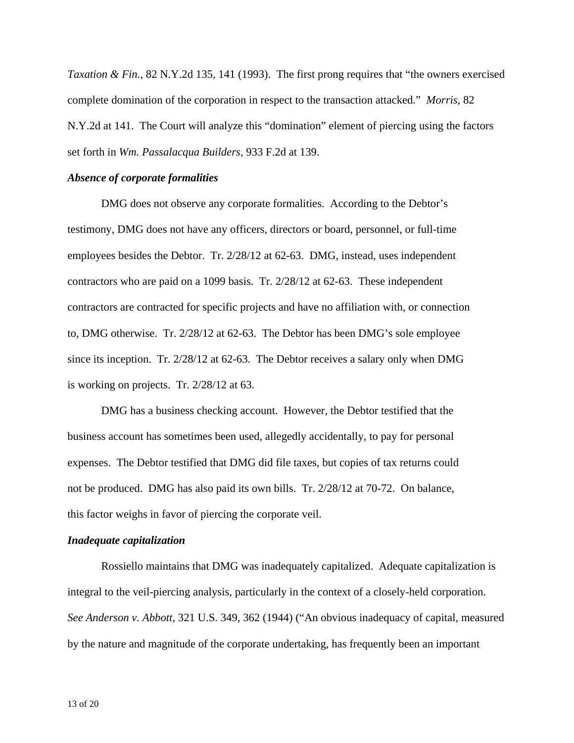*Taxation & Fin.*, 82 N.Y.2d 135, 141 (1993). The first prong requires that "the owners exercised complete domination of the corporation in respect to the transaction attacked." *Morris*, 82 N.Y.2d at 141. The Court will analyze this "domination" element of piercing using the factors set forth in *Wm. Passalacqua Builders*, 933 F.2d at 139.

***Absence of corporate formalities***

DMG does not observe any corporate formalities. According to the Debtor's testimony, DMG does not have any officers, directors or board, personnel, or full-time employees besides the Debtor. Tr. 2/28/12 at 62-63. DMG, instead, uses independent contractors who are paid on a 1099 basis. Tr. 2/28/12 at 62-63. These independent contractors are contracted for specific projects and have no affiliation with, or connection to, DMG otherwise. Tr. 2/28/12 at 62-63. The Debtor has been DMG's sole employee since its inception. Tr. 2/28/12 at 62-63. The Debtor receives a salary only when DMG is working on projects. Tr. 2/28/12 at 63.

DMG has a business checking account. However, the Debtor testified that the business account has sometimes been used, allegedly accidentally, to pay for personal expenses. The Debtor testified that DMG did file taxes, but copies of tax returns could not be produced. DMG has also paid its own bills. Tr. 2/28/12 at 70-72. On balance, this factor weighs in favor of piercing the corporate veil.

***Inadequate capitalization***

Rossiello maintains that DMG was inadequately capitalized. Adequate capitalization is integral to the veil-piercing analysis, particularly in the context of a closely-held corporation. *See Anderson v. Abbott*, 321 U.S. 349, 362 (1944) ("An obvious inadequacy of capital, measured by the nature and magnitude of the corporate undertaking, has frequently been an important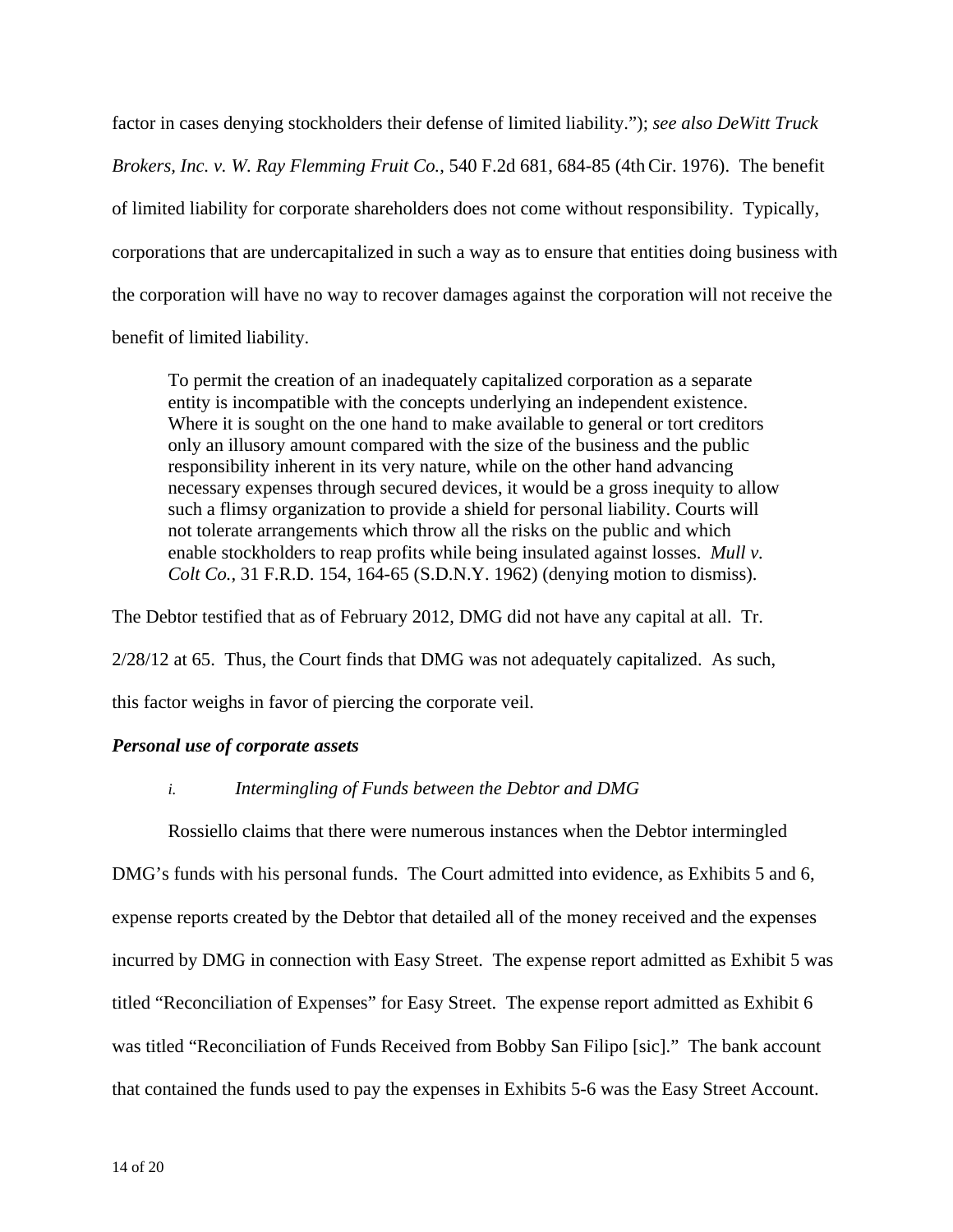factor in cases denying stockholders their defense of limited liability."); *see also DeWitt Truck Brokers, Inc. v. W. Ray Flemming Fruit Co.*, 540 F.2d 681, 684-85 (4th Cir. 1976). The benefit of limited liability for corporate shareholders does not come without responsibility. Typically, corporations that are undercapitalized in such a way as to ensure that entities doing business with the corporation will have no way to recover damages against the corporation will not receive the benefit of limited liability.

> To permit the creation of an inadequately capitalized corporation as a separate entity is incompatible with the concepts underlying an independent existence. Where it is sought on the one hand to make available to general or tort creditors only an illusory amount compared with the size of the business and the public responsibility inherent in its very nature, while on the other hand advancing necessary expenses through secured devices, it would be a gross inequity to allow such a flimsy organization to provide a shield for personal liability. Courts will not tolerate arrangements which throw all the risks on the public and which enable stockholders to reap profits while being insulated against losses. *Mull v. Colt Co.*, 31 F.R.D. 154, 164-65 (S.D.N.Y. 1962) (denying motion to dismiss).

The Debtor testified that as of February 2012, DMG did not have any capital at all. Tr. 2/28/12 at 65. Thus, the Court finds that DMG was not adequately capitalized. As such, this factor weighs in favor of piercing the corporate veil.

***Personal use of corporate assets***

*i. Intermingling of Funds between the Debtor and DMG*

Rossiello claims that there were numerous instances when the Debtor intermingled DMG's funds with his personal funds. The Court admitted into evidence, as Exhibits 5 and 6, expense reports created by the Debtor that detailed all of the money received and the expenses incurred by DMG in connection with Easy Street. The expense report admitted as Exhibit 5 was titled "Reconciliation of Expenses" for Easy Street. The expense report admitted as Exhibit 6 was titled "Reconciliation of Funds Received from Bobby San Filipo [sic]." The bank account that contained the funds used to pay the expenses in Exhibits 5-6 was the Easy Street Account.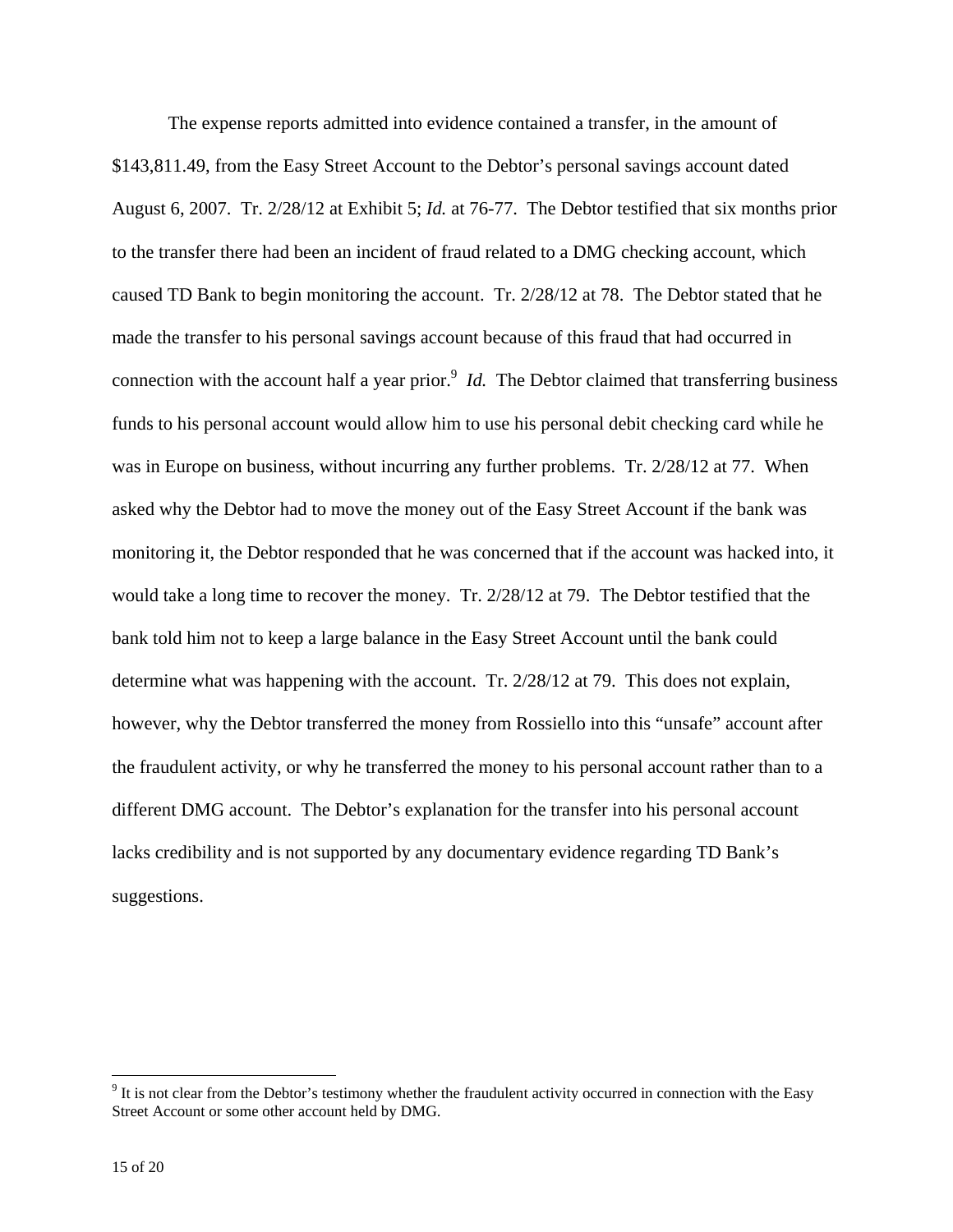The expense reports admitted into evidence contained a transfer, in the amount of $143,811.49, from the Easy Street Account to the Debtor's personal savings account dated August 6, 2007. Tr. 2/28/12 at Exhibit 5; *Id.* at 76-77. The Debtor testified that six months prior to the transfer there had been an incident of fraud related to a DMG checking account, which caused TD Bank to begin monitoring the account. Tr. 2/28/12 at 78. The Debtor stated that he made the transfer to his personal savings account because of this fraud that had occurred in connection with the account half a year prior.[9] *Id.* The Debtor claimed that transferring business funds to his personal account would allow him to use his personal debit checking card while he was in Europe on business, without incurring any further problems. Tr. 2/28/12 at 77. When asked why the Debtor had to move the money out of the Easy Street Account if the bank was monitoring it, the Debtor responded that he was concerned that if the account was hacked into, it would take a long time to recover the money. Tr. 2/28/12 at 79. The Debtor testified that the bank told him not to keep a large balance in the Easy Street Account until the bank could determine what was happening with the account. Tr. 2/28/12 at 79. This does not explain, however, why the Debtor transferred the money from Rossiello into this "unsafe" account after the fraudulent activity, or why he transferred the money to his personal account rather than to a different DMG account. The Debtor's explanation for the transfer into his personal account lacks credibility and is not supported by any documentary evidence regarding TD Bank's suggestions.

---

[9] It is not clear from the Debtor's testimony whether the fraudulent activity occurred in connection with the Easy Street Account or some other account held by DMG.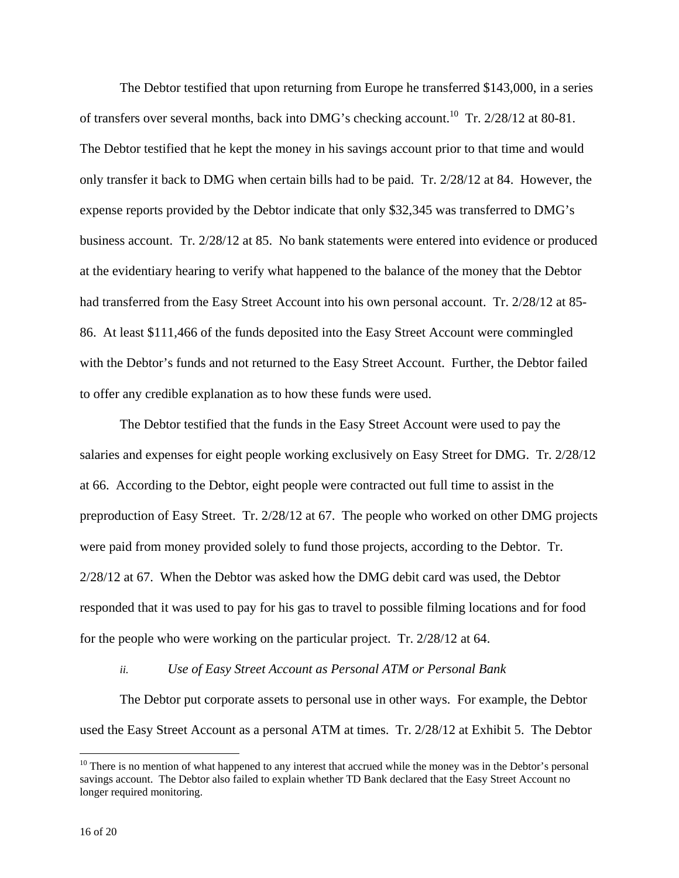The Debtor testified that upon returning from Europe he transferred $143,000, in a series of transfers over several months, back into DMG's checking account.[10] Tr. 2/28/12 at 80-81. The Debtor testified that he kept the money in his savings account prior to that time and would only transfer it back to DMG when certain bills had to be paid. Tr. 2/28/12 at 84. However, the expense reports provided by the Debtor indicate that only $32,345 was transferred to DMG's business account. Tr. 2/28/12 at 85. No bank statements were entered into evidence or produced at the evidentiary hearing to verify what happened to the balance of the money that the Debtor had transferred from the Easy Street Account into his own personal account. Tr. 2/28/12 at 85-86. At least $111,466 of the funds deposited into the Easy Street Account were commingled with the Debtor's funds and not returned to the Easy Street Account. Further, the Debtor failed to offer any credible explanation as to how these funds were used.

The Debtor testified that the funds in the Easy Street Account were used to pay the salaries and expenses for eight people working exclusively on Easy Street for DMG. Tr. 2/28/12 at 66. According to the Debtor, eight people were contracted out full time to assist in the preproduction of Easy Street. Tr. 2/28/12 at 67. The people who worked on other DMG projects were paid from money provided solely to fund those projects, according to the Debtor. Tr. 2/28/12 at 67. When the Debtor was asked how the DMG debit card was used, the Debtor responded that it was used to pay for his gas to travel to possible filming locations and for food for the people who were working on the particular project. Tr. 2/28/12 at 64.

*ii. Use of Easy Street Account as Personal ATM or Personal Bank*

The Debtor put corporate assets to personal use in other ways. For example, the Debtor used the Easy Street Account as a personal ATM at times. Tr. 2/28/12 at Exhibit 5. The Debtor

[10] There is no mention of what happened to any interest that accrued while the money was in the Debtor's personal savings account. The Debtor also failed to explain whether TD Bank declared that the Easy Street Account no longer required monitoring.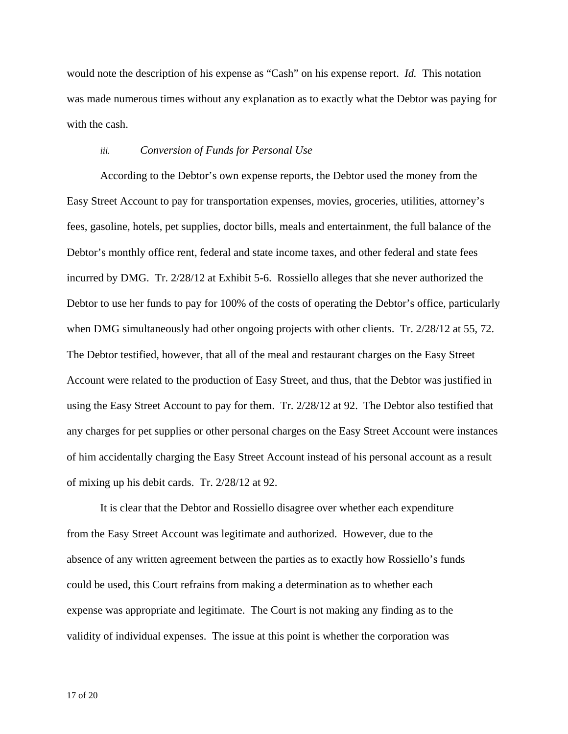would note the description of his expense as "Cash" on his expense report. *Id.* This notation was made numerous times without any explanation as to exactly what the Debtor was paying for with the cash.

*iii. Conversion of Funds for Personal Use*

According to the Debtor's own expense reports, the Debtor used the money from the Easy Street Account to pay for transportation expenses, movies, groceries, utilities, attorney's fees, gasoline, hotels, pet supplies, doctor bills, meals and entertainment, the full balance of the Debtor's monthly office rent, federal and state income taxes, and other federal and state fees incurred by DMG. Tr. 2/28/12 at Exhibit 5-6. Rossiello alleges that she never authorized the Debtor to use her funds to pay for 100% of the costs of operating the Debtor's office, particularly when DMG simultaneously had other ongoing projects with other clients. Tr. 2/28/12 at 55, 72. The Debtor testified, however, that all of the meal and restaurant charges on the Easy Street Account were related to the production of Easy Street, and thus, that the Debtor was justified in using the Easy Street Account to pay for them. Tr. 2/28/12 at 92. The Debtor also testified that any charges for pet supplies or other personal charges on the Easy Street Account were instances of him accidentally charging the Easy Street Account instead of his personal account as a result of mixing up his debit cards. Tr. 2/28/12 at 92.

It is clear that the Debtor and Rossiello disagree over whether each expenditure from the Easy Street Account was legitimate and authorized. However, due to the absence of any written agreement between the parties as to exactly how Rossiello's funds could be used, this Court refrains from making a determination as to whether each expense was appropriate and legitimate. The Court is not making any finding as to the validity of individual expenses. The issue at this point is whether the corporation was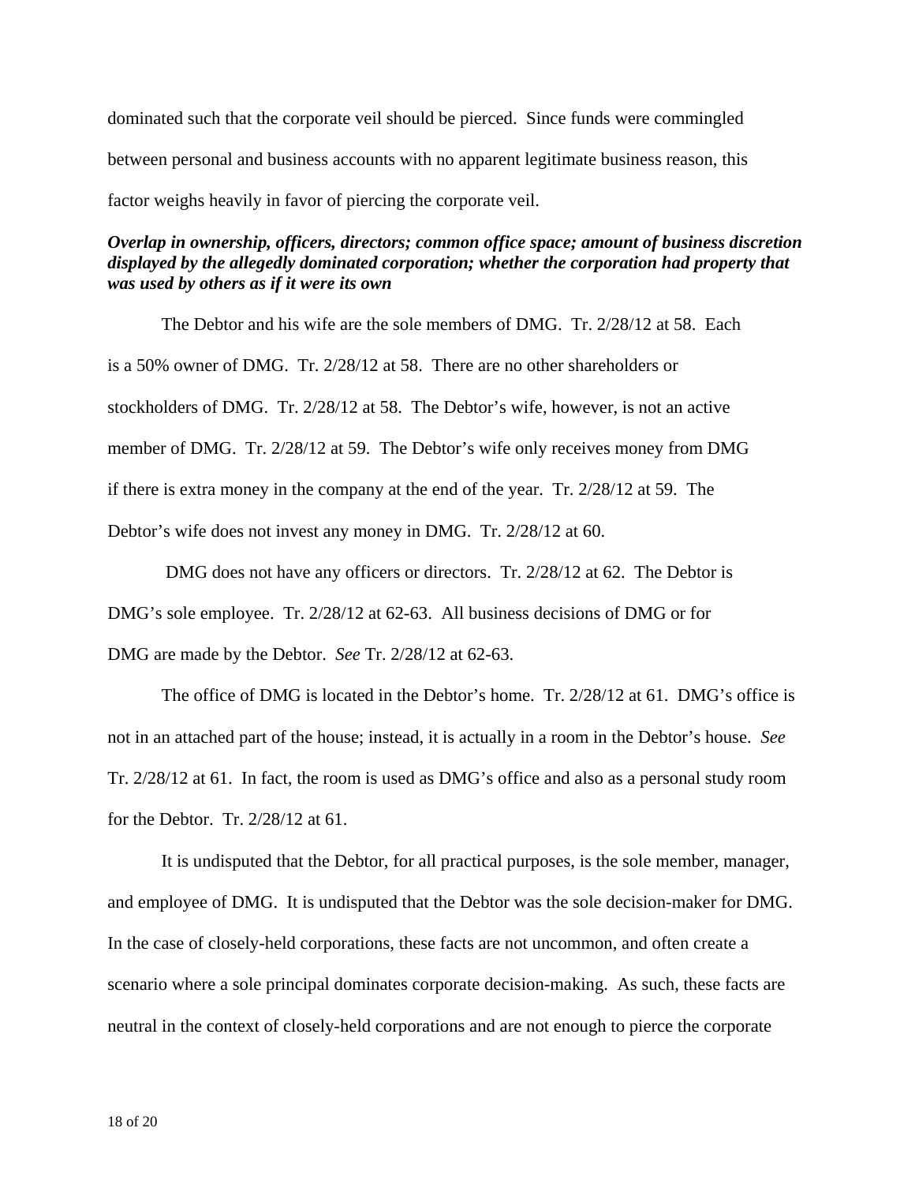dominated such that the corporate veil should be pierced. Since funds were commingled between personal and business accounts with no apparent legitimate business reason, this factor weighs heavily in favor of piercing the corporate veil.

***Overlap in ownership, officers, directors; common office space; amount of business discretion displayed by the allegedly dominated corporation; whether the corporation had property that was used by others as if it were its own***

The Debtor and his wife are the sole members of DMG. Tr. 2/28/12 at 58. Each is a 50% owner of DMG. Tr. 2/28/12 at 58. There are no other shareholders or stockholders of DMG. Tr. 2/28/12 at 58. The Debtor's wife, however, is not an active member of DMG. Tr. 2/28/12 at 59. The Debtor's wife only receives money from DMG if there is extra money in the company at the end of the year. Tr. 2/28/12 at 59. The Debtor's wife does not invest any money in DMG. Tr. 2/28/12 at 60.

DMG does not have any officers or directors. Tr. 2/28/12 at 62. The Debtor is DMG's sole employee. Tr. 2/28/12 at 62-63. All business decisions of DMG or for DMG are made by the Debtor. *See* Tr. 2/28/12 at 62-63.

The office of DMG is located in the Debtor's home. Tr. 2/28/12 at 61. DMG's office is not in an attached part of the house; instead, it is actually in a room in the Debtor's house. *See* Tr. 2/28/12 at 61. In fact, the room is used as DMG's office and also as a personal study room for the Debtor. Tr. 2/28/12 at 61.

It is undisputed that the Debtor, for all practical purposes, is the sole member, manager, and employee of DMG. It is undisputed that the Debtor was the sole decision-maker for DMG. In the case of closely-held corporations, these facts are not uncommon, and often create a scenario where a sole principal dominates corporate decision-making. As such, these facts are neutral in the context of closely-held corporations and are not enough to pierce the corporate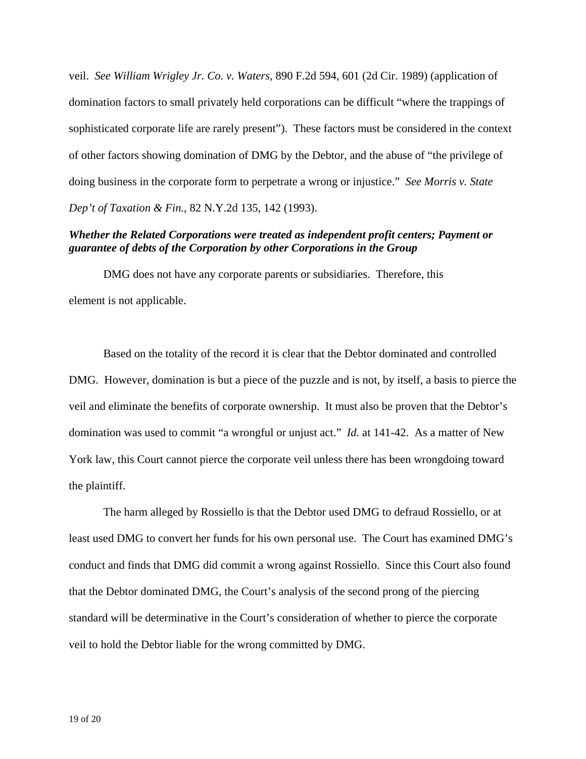veil. *See William Wrigley Jr. Co. v. Waters*, 890 F.2d 594, 601 (2d Cir. 1989) (application of domination factors to small privately held corporations can be difficult "where the trappings of sophisticated corporate life are rarely present"). These factors must be considered in the context of other factors showing domination of DMG by the Debtor, and the abuse of "the privilege of doing business in the corporate form to perpetrate a wrong or injustice." *See Morris v. State Dep't of Taxation & Fin.*, 82 N.Y.2d 135, 142 (1993).

***Whether the Related Corporations were treated as independent profit centers; Payment or guarantee of debts of the Corporation by other Corporations in the Group***

DMG does not have any corporate parents or subsidiaries. Therefore, this element is not applicable.

Based on the totality of the record it is clear that the Debtor dominated and controlled DMG. However, domination is but a piece of the puzzle and is not, by itself, a basis to pierce the veil and eliminate the benefits of corporate ownership. It must also be proven that the Debtor's domination was used to commit "a wrongful or unjust act." *Id.* at 141-42. As a matter of New York law, this Court cannot pierce the corporate veil unless there has been wrongdoing toward the plaintiff.

The harm alleged by Rossiello is that the Debtor used DMG to defraud Rossiello, or at least used DMG to convert her funds for his own personal use. The Court has examined DMG's conduct and finds that DMG did commit a wrong against Rossiello. Since this Court also found that the Debtor dominated DMG, the Court's analysis of the second prong of the piercing standard will be determinative in the Court's consideration of whether to pierce the corporate veil to hold the Debtor liable for the wrong committed by DMG.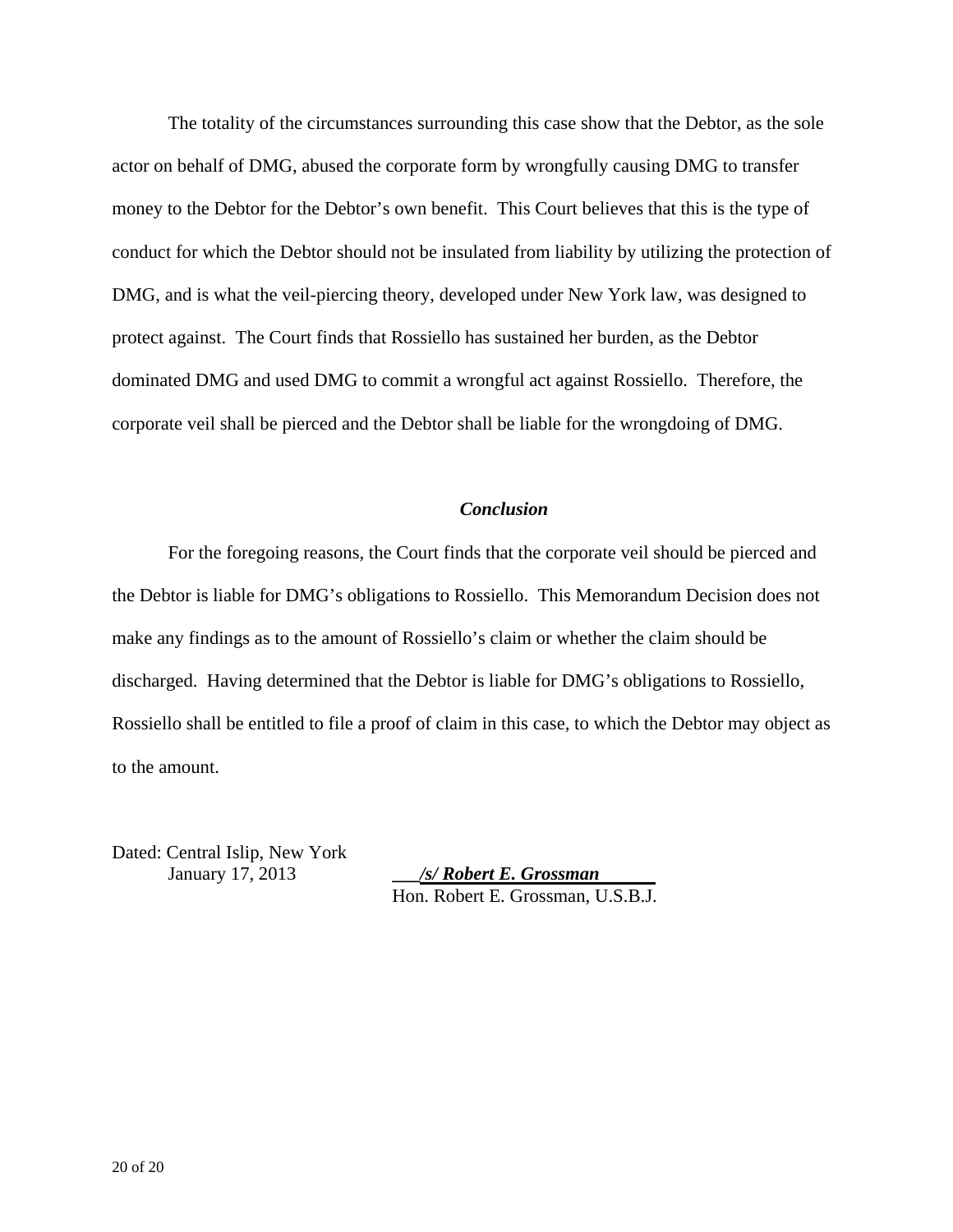The totality of the circumstances surrounding this case show that the Debtor, as the sole actor on behalf of DMG, abused the corporate form by wrongfully causing DMG to transfer money to the Debtor for the Debtor's own benefit. This Court believes that this is the type of conduct for which the Debtor should not be insulated from liability by utilizing the protection of DMG, and is what the veil-piercing theory, developed under New York law, was designed to protect against. The Court finds that Rossiello has sustained her burden, as the Debtor dominated DMG and used DMG to commit a wrongful act against Rossiello. Therefore, the corporate veil shall be pierced and the Debtor shall be liable for the wrongdoing of DMG.

### *Conclusion*

For the foregoing reasons, the Court finds that the corporate veil should be pierced and the Debtor is liable for DMG's obligations to Rossiello. This Memorandum Decision does not make any findings as to the amount of Rossiello's claim or whether the claim should be discharged. Having determined that the Debtor is liable for DMG's obligations to Rossiello, Rossiello shall be entitled to file a proof of claim in this case, to which the Debtor may object as to the amount.

Dated: Central Islip, New York
January 17, 2013

***/s/ Robert E. Grossman***
Hon. Robert E. Grossman, U.S.B.J.